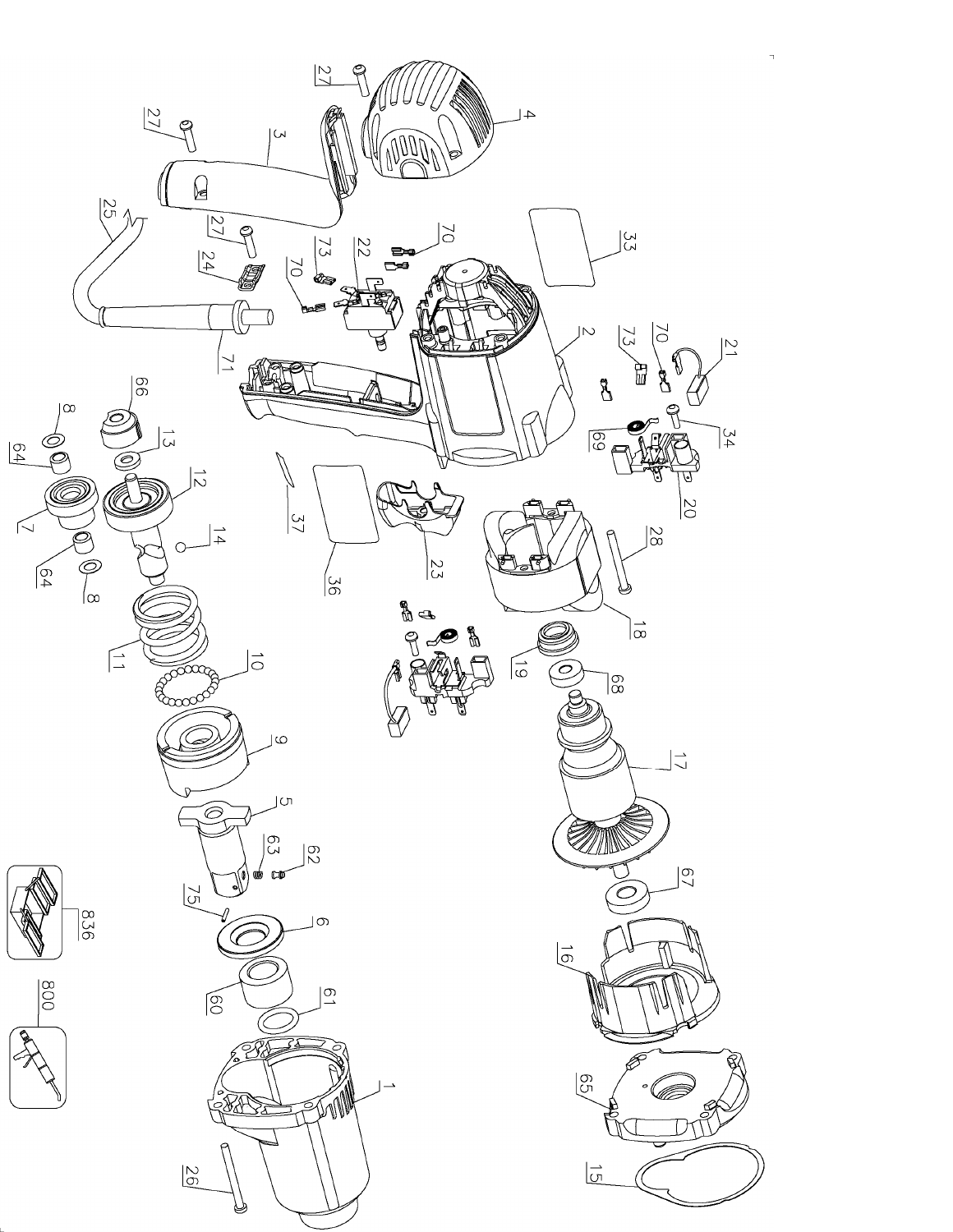27
4
27
3
25
27
24
73
22
70
70
33
71
2
73
70
21
66
8
64
13
12
7
14
64
8
11
10
9
5
63
62
75
6
60
61
1
26
836
800
37
36
23
69
34
20
28
18
19
68
17
67
16
65
15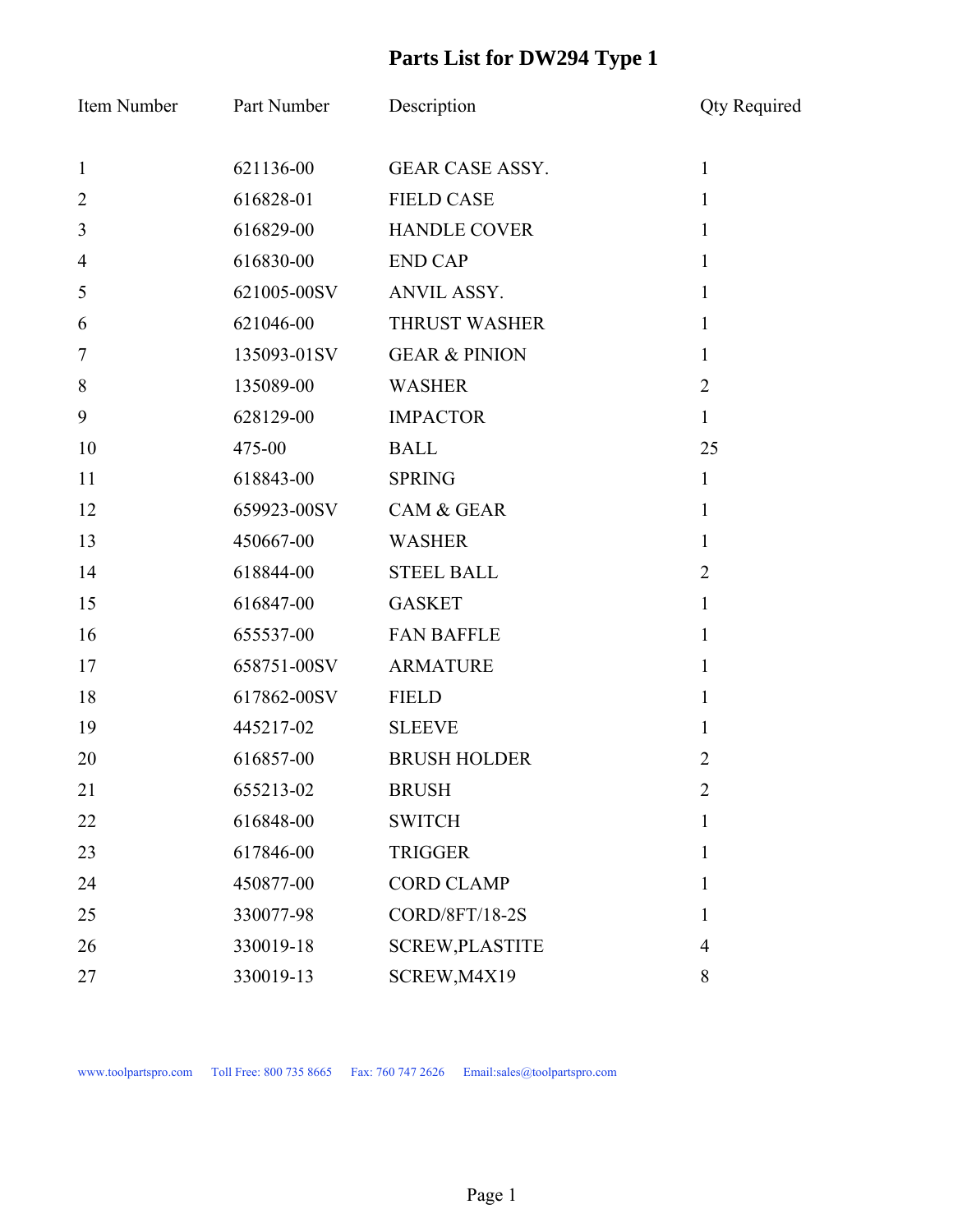# Parts List for DW294 Type 1

| Item Number | Part Number | Description | Qty Required |
|---|---|---|---|
| 1 | 621136-00 | GEAR CASE ASSY. | 1 |
| 2 | 616828-01 | FIELD CASE | 1 |
| 3 | 616829-00 | HANDLE COVER | 1 |
| 4 | 616830-00 | END CAP | 1 |
| 5 | 621005-00SV | ANVIL ASSY. | 1 |
| 6 | 621046-00 | THRUST WASHER | 1 |
| 7 | 135093-01SV | GEAR & PINION | 1 |
| 8 | 135089-00 | WASHER | 2 |
| 9 | 628129-00 | IMPACTOR | 1 |
| 10 | 475-00 | BALL | 25 |
| 11 | 618843-00 | SPRING | 1 |
| 12 | 659923-00SV | CAM & GEAR | 1 |
| 13 | 450667-00 | WASHER | 1 |
| 14 | 618844-00 | STEEL BALL | 2 |
| 15 | 616847-00 | GASKET | 1 |
| 16 | 655537-00 | FAN BAFFLE | 1 |
| 17 | 658751-00SV | ARMATURE | 1 |
| 18 | 617862-00SV | FIELD | 1 |
| 19 | 445217-02 | SLEEVE | 1 |
| 20 | 616857-00 | BRUSH HOLDER | 2 |
| 21 | 655213-02 | BRUSH | 2 |
| 22 | 616848-00 | SWITCH | 1 |
| 23 | 617846-00 | TRIGGER | 1 |
| 24 | 450877-00 | CORD CLAMP | 1 |
| 25 | 330077-98 | CORD/8FT/18-2S | 1 |
| 26 | 330019-18 | SCREW,PLASTITE | 4 |
| 27 | 330019-13 | SCREW,M4X19 | 8 |

www.toolpartspro.com Toll Free: 800 735 8665 Fax: 760 747 2626 Email:sales@toolpartspro.com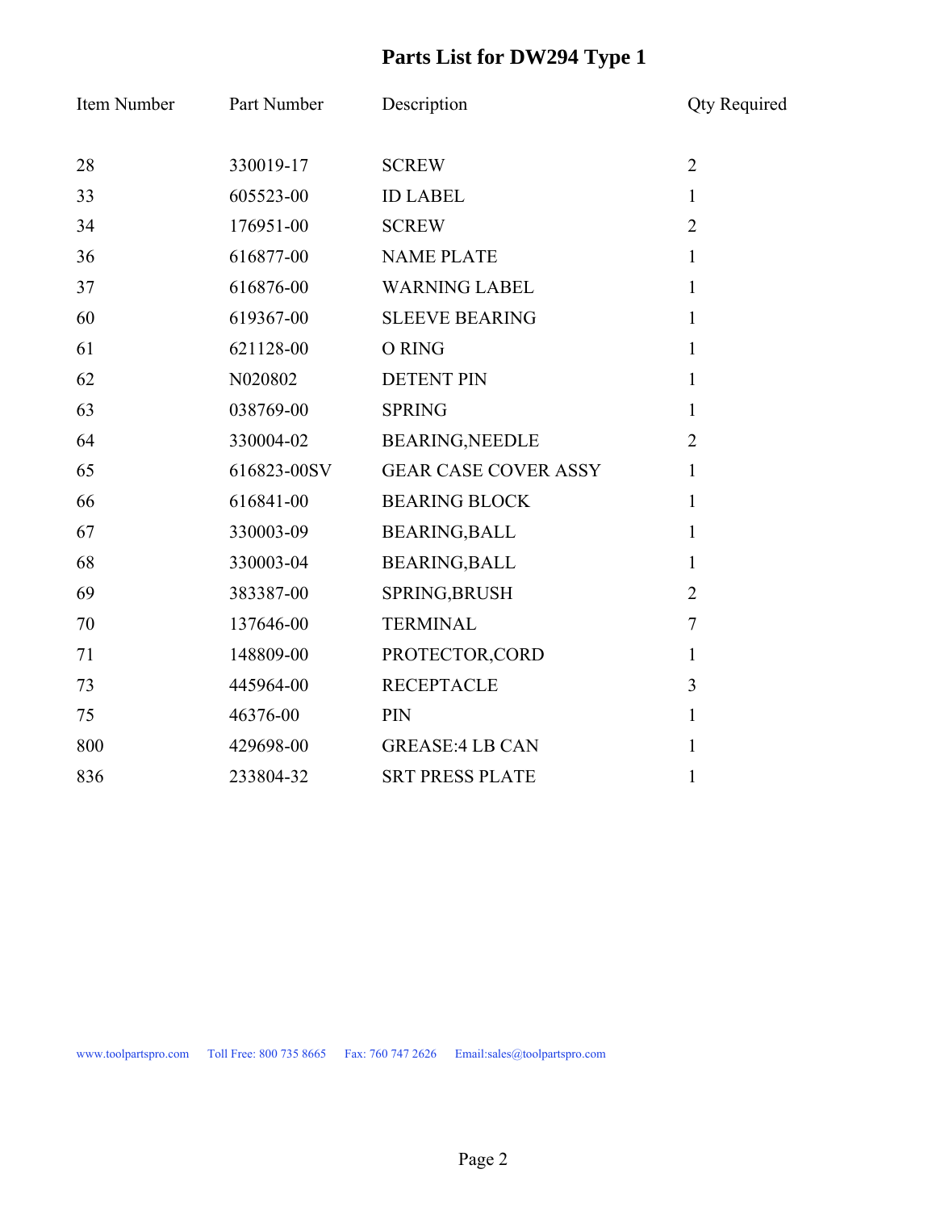# Parts List for DW294 Type 1

| Item Number | Part Number | Description | Qty Required |
|---|---|---|---|
| 28 | 330019-17 | SCREW | 2 |
| 33 | 605523-00 | ID LABEL | 1 |
| 34 | 176951-00 | SCREW | 2 |
| 36 | 616877-00 | NAME PLATE | 1 |
| 37 | 616876-00 | WARNING LABEL | 1 |
| 60 | 619367-00 | SLEEVE BEARING | 1 |
| 61 | 621128-00 | O RING | 1 |
| 62 | N020802 | DETENT PIN | 1 |
| 63 | 038769-00 | SPRING | 1 |
| 64 | 330004-02 | BEARING,NEEDLE | 2 |
| 65 | 616823-00SV | GEAR CASE COVER ASSY | 1 |
| 66 | 616841-00 | BEARING BLOCK | 1 |
| 67 | 330003-09 | BEARING,BALL | 1 |
| 68 | 330003-04 | BEARING,BALL | 1 |
| 69 | 383387-00 | SPRING,BRUSH | 2 |
| 70 | 137646-00 | TERMINAL | 7 |
| 71 | 148809-00 | PROTECTOR,CORD | 1 |
| 73 | 445964-00 | RECEPTACLE | 3 |
| 75 | 46376-00 | PIN | 1 |
| 800 | 429698-00 | GREASE:4 LB CAN | 1 |
| 836 | 233804-32 | SRT PRESS PLATE | 1 |

www.toolpartspro.com Toll Free: 800 735 8665 Fax: 760 747 2626 Email:sales@toolpartspro.com